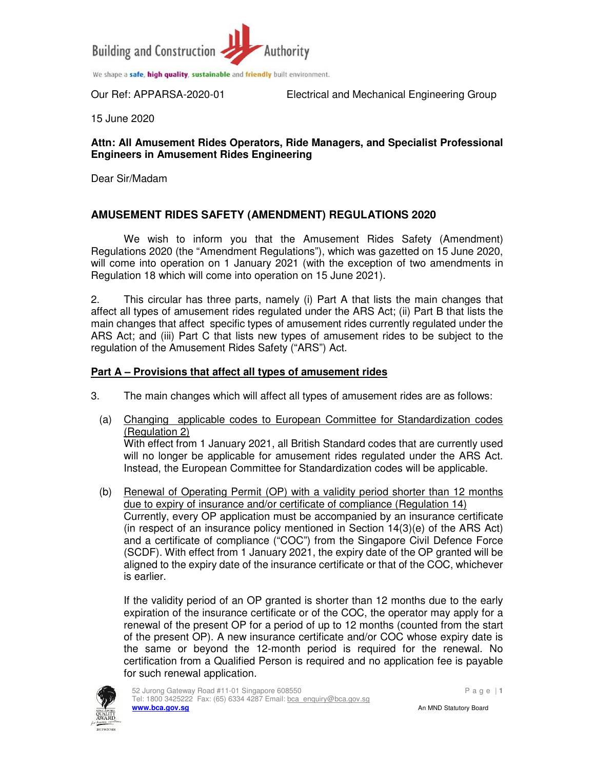Building and Construction Authority

We shape a safe, high quality, sustainable and friendly built environment.

Our Ref: APPARSA-2020-01 Electrical and Mechanical Engineering Group

15 June 2020

**Attn: All Amusement Rides Operators, Ride Managers, and Specialist Professional Engineers in Amusement Rides Engineering**

Dear Sir/Madam

## AMUSEMENT RIDES SAFETY (AMENDMENT) REGULATIONS 2020

We wish to inform you that the Amusement Rides Safety (Amendment) Regulations 2020 (the "Amendment Regulations"), which was gazetted on 15 June 2020, will come into operation on 1 January 2021 (with the exception of two amendments in Regulation 18 which will come into operation on 15 June 2021).

2. This circular has three parts, namely (i) Part A that lists the main changes that affect all types of amusement rides regulated under the ARS Act; (ii) Part B that lists the main changes that affect specific types of amusement rides currently regulated under the ARS Act; and (iii) Part C that lists new types of amusement rides to be subject to the regulation of the Amusement Rides Safety ("ARS") Act.

### Part A – Provisions that affect all types of amusement rides

3. The main changes which will affect all types of amusement rides are as follows:

(a) Changing applicable codes to European Committee for Standardization codes (Regulation 2)
With effect from 1 January 2021, all British Standard codes that are currently used will no longer be applicable for amusement rides regulated under the ARS Act. Instead, the European Committee for Standardization codes will be applicable.

(b) Renewal of Operating Permit (OP) with a validity period shorter than 12 months due to expiry of insurance and/or certificate of compliance (Regulation 14)
Currently, every OP application must be accompanied by an insurance certificate (in respect of an insurance policy mentioned in Section 14(3)(e) of the ARS Act) and a certificate of compliance ("COC") from the Singapore Civil Defence Force (SCDF). With effect from 1 January 2021, the expiry date of the OP granted will be aligned to the expiry date of the insurance certificate or that of the COC, whichever is earlier.

If the validity period of an OP granted is shorter than 12 months due to the early expiration of the insurance certificate or of the COC, the operator may apply for a renewal of the present OP for a period of up to 12 months (counted from the start of the present OP). A new insurance certificate and/or COC whose expiry date is the same or beyond the 12-month period is required for the renewal. No certification from a Qualified Person is required and no application fee is payable for such renewal application.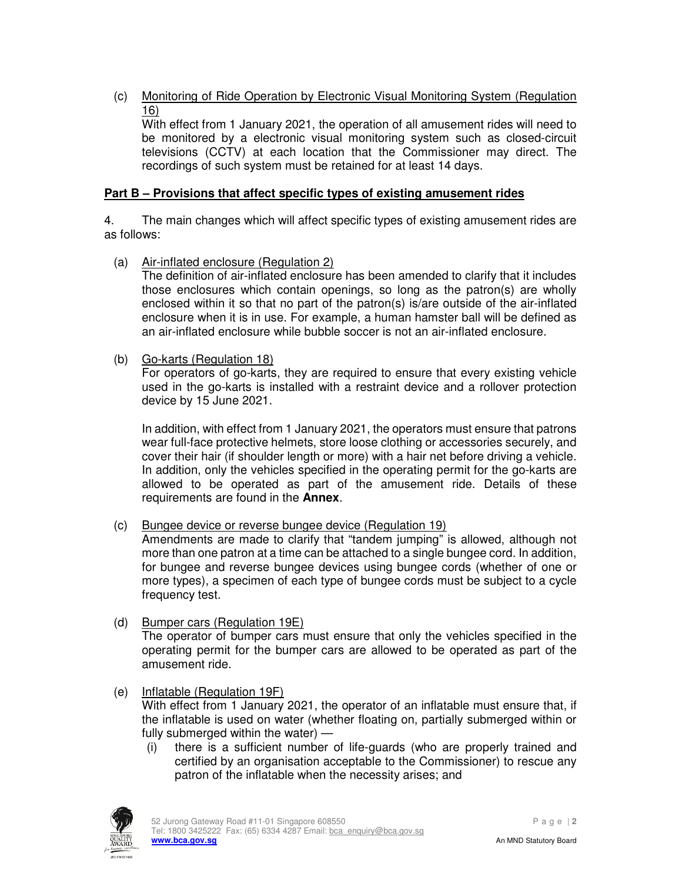(c) Monitoring of Ride Operation by Electronic Visual Monitoring System (Regulation 16)
With effect from 1 January 2021, the operation of all amusement rides will need to be monitored by a electronic visual monitoring system such as closed-circuit televisions (CCTV) at each location that the Commissioner may direct. The recordings of such system must be retained for at least 14 days.

**Part B – Provisions that affect specific types of existing amusement rides**

4. The main changes which will affect specific types of existing amusement rides are as follows:

(a) Air-inflated enclosure (Regulation 2)
The definition of air-inflated enclosure has been amended to clarify that it includes those enclosures which contain openings, so long as the patron(s) are wholly enclosed within it so that no part of the patron(s) is/are outside of the air-inflated enclosure when it is in use. For example, a human hamster ball will be defined as an air-inflated enclosure while bubble soccer is not an air-inflated enclosure.

(b) Go-karts (Regulation 18)
For operators of go-karts, they are required to ensure that every existing vehicle used in the go-karts is installed with a restraint device and a rollover protection device by 15 June 2021.

In addition, with effect from 1 January 2021, the operators must ensure that patrons wear full-face protective helmets, store loose clothing or accessories securely, and cover their hair (if shoulder length or more) with a hair net before driving a vehicle. In addition, only the vehicles specified in the operating permit for the go-karts are allowed to be operated as part of the amusement ride. Details of these requirements are found in the **Annex**.

(c) Bungee device or reverse bungee device (Regulation 19)
Amendments are made to clarify that "tandem jumping" is allowed, although not more than one patron at a time can be attached to a single bungee cord. In addition, for bungee and reverse bungee devices using bungee cords (whether of one or more types), a specimen of each type of bungee cords must be subject to a cycle frequency test.

(d) Bumper cars (Regulation 19E)
The operator of bumper cars must ensure that only the vehicles specified in the operating permit for the bumper cars are allowed to be operated as part of the amusement ride.

(e) Inflatable (Regulation 19F)
With effect from 1 January 2021, the operator of an inflatable must ensure that, if the inflatable is used on water (whether floating on, partially submerged within or fully submerged within the water) —

(i) there is a sufficient number of life-guards (who are properly trained and certified by an organisation acceptable to the Commissioner) to rescue any patron of the inflatable when the necessity arises; and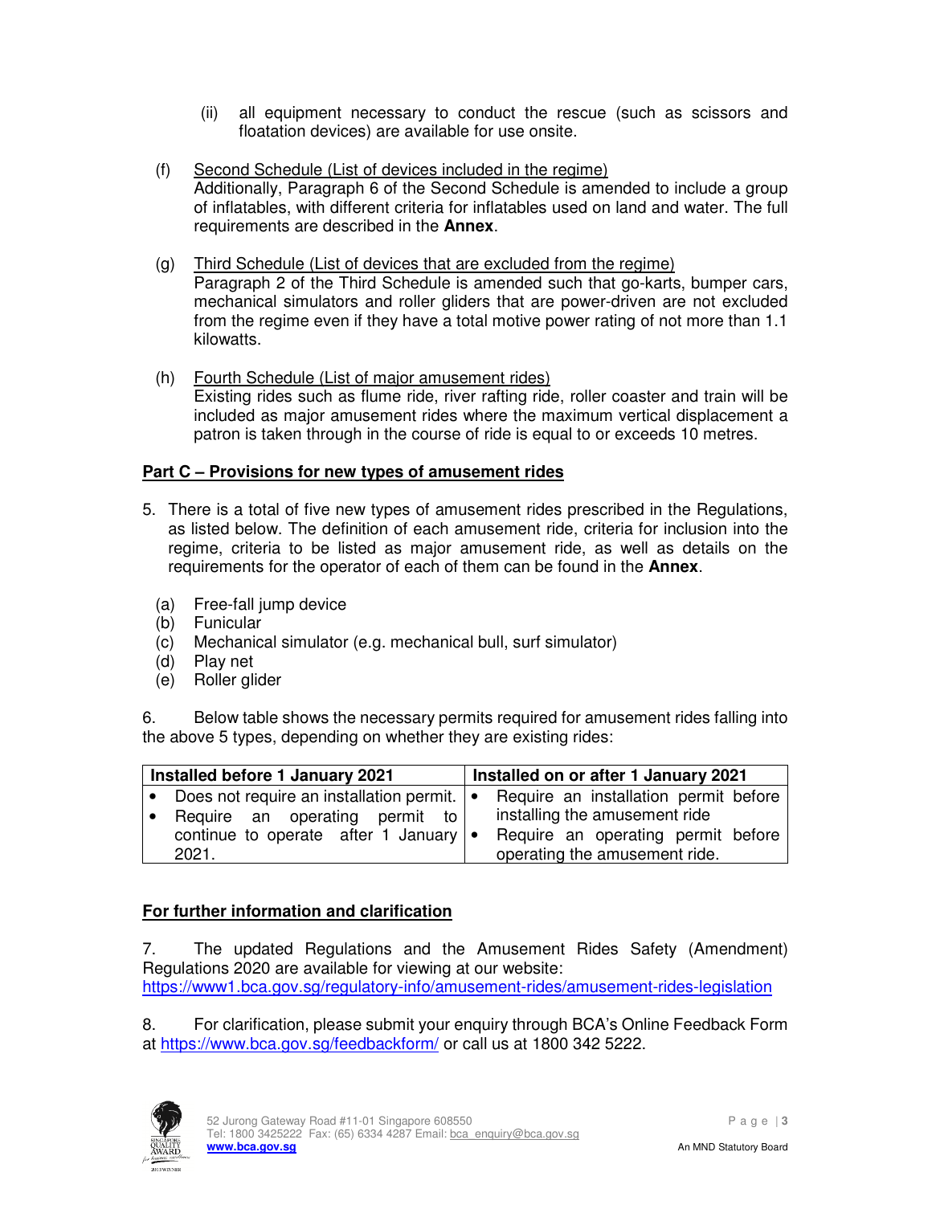(ii) all equipment necessary to conduct the rescue (such as scissors and floatation devices) are available for use onsite.

(f) <u>Second Schedule (List of devices included in the regime)</u>
Additionally, Paragraph 6 of the Second Schedule is amended to include a group of inflatables, with different criteria for inflatables used on land and water. The full requirements are described in the **Annex**.

(g) <u>Third Schedule (List of devices that are excluded from the regime)</u>
Paragraph 2 of the Third Schedule is amended such that go-karts, bumper cars, mechanical simulators and roller gliders that are power-driven are not excluded from the regime even if they have a total motive power rating of not more than 1.1 kilowatts.

(h) <u>Fourth Schedule (List of major amusement rides)</u>
Existing rides such as flume ride, river rafting ride, roller coaster and train will be included as major amusement rides where the maximum vertical displacement a patron is taken through in the course of ride is equal to or exceeds 10 metres.

## Part C – Provisions for new types of amusement rides

5. There is a total of five new types of amusement rides prescribed in the Regulations, as listed below. The definition of each amusement ride, criteria for inclusion into the regime, criteria to be listed as major amusement ride, as well as details on the requirements for the operator of each of them can be found in the **Annex**.

(a) Free-fall jump device
(b) Funicular
(c) Mechanical simulator (e.g. mechanical bull, surf simulator)
(d) Play net
(e) Roller glider

6. Below table shows the necessary permits required for amusement rides falling into the above 5 types, depending on whether they are existing rides:

| Installed before 1 January 2021 | Installed on or after 1 January 2021 |
|---|---|
| • Does not require an installation permit.<br>• Require an operating permit to continue to operate after 1 January 2021. | • Require an installation permit before installing the amusement ride<br>• Require an operating permit before operating the amusement ride. |

## For further information and clarification

7. The updated Regulations and the Amusement Rides Safety (Amendment) Regulations 2020 are available for viewing at our website:
https://www1.bca.gov.sg/regulatory-info/amusement-rides/amusement-rides-legislation

8. For clarification, please submit your enquiry through BCA's Online Feedback Form at https://www.bca.gov.sg/feedbackform/ or call us at 1800 342 5222.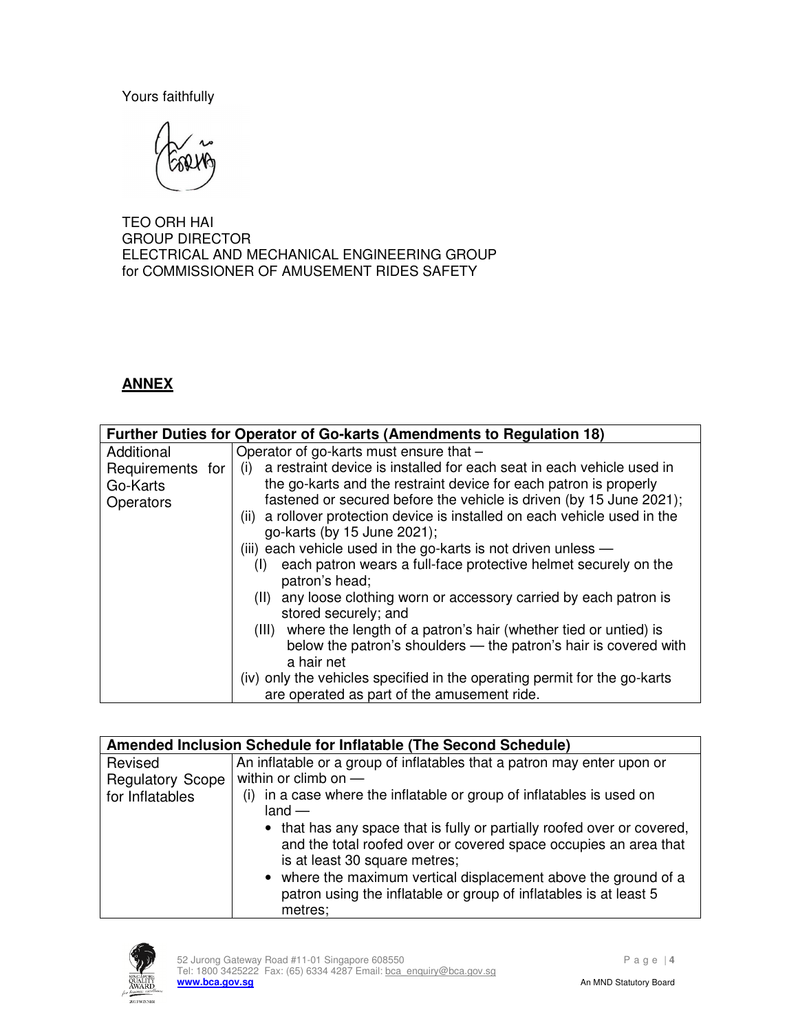Yours faithfully

TEO ORH HAI
GROUP DIRECTOR
ELECTRICAL AND MECHANICAL ENGINEERING GROUP
for COMMISSIONER OF AMUSEMENT RIDES SAFETY

## ANNEX

| Further Duties for Operator of Go-karts (Amendments to Regulation 18) | |
|---|---|
| Additional Requirements for Go-Karts Operators | Operator of go-karts must ensure that –<br>(i) a restraint device is installed for each seat in each vehicle used in the go-karts and the restraint device for each patron is properly fastened or secured before the vehicle is driven (by 15 June 2021);<br>(ii) a rollover protection device is installed on each vehicle used in the go-karts (by 15 June 2021);<br>(iii) each vehicle used in the go-karts is not driven unless —<br>(I) each patron wears a full-face protective helmet securely on the patron's head;<br>(II) any loose clothing worn or accessory carried by each patron is stored securely; and<br>(III) where the length of a patron's hair (whether tied or untied) is below the patron's shoulders — the patron's hair is covered with a hair net<br>(iv) only the vehicles specified in the operating permit for the go-karts are operated as part of the amusement ride. |

| Amended Inclusion Schedule for Inflatable (The Second Schedule) | |
|---|---|
| Revised Regulatory Scope for Inflatables | An inflatable or a group of inflatables that a patron may enter upon or within or climb on —<br>(i) in a case where the inflatable or group of inflatables is used on land —<br>• that has any space that is fully or partially roofed over or covered, and the total roofed over or covered space occupies an area that is at least 30 square metres;<br>• where the maximum vertical displacement above the ground of a patron using the inflatable or group of inflatables is at least 5 metres; |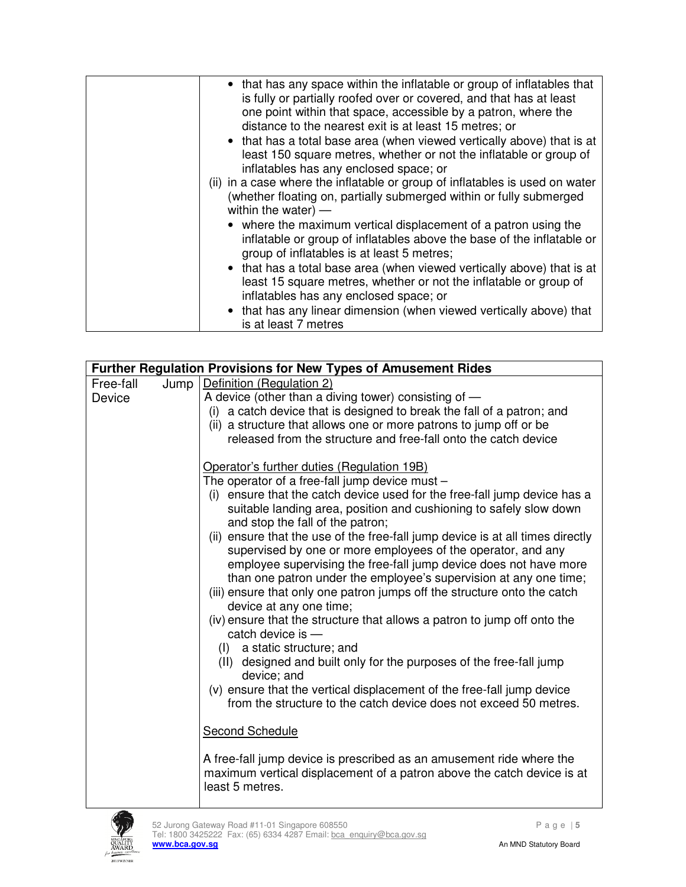| | |
|---|---|
| | • that has any space within the inflatable or group of inflatables that is fully or partially roofed over or covered, and that has at least one point within that space, accessible by a patron, where the distance to the nearest exit is at least 15 metres; or<br>• that has a total base area (when viewed vertically above) that is at least 150 square metres, whether or not the inflatable or group of inflatables has any enclosed space; or<br>(ii) in a case where the inflatable or group of inflatables is used on water (whether floating on, partially submerged within or fully submerged within the water) —<br>• where the maximum vertical displacement of a patron using the inflatable or group of inflatables above the base of the inflatable or group of inflatables is at least 5 metres;<br>• that has a total base area (when viewed vertically above) that is at least 15 square metres, whether or not the inflatable or group of inflatables has any enclosed space; or<br>• that has any linear dimension (when viewed vertically above) that is at least 7 metres |

| **Further Regulation Provisions for New Types of Amusement Rides** | |
|---|---|
| Free-fall Jump Device | Definition (Regulation 2)<br>A device (other than a diving tower) consisting of —<br>(i) a catch device that is designed to break the fall of a patron; and<br>(ii) a structure that allows one or more patrons to jump off or be released from the structure and free-fall onto the catch device<br><br>Operator's further duties (Regulation 19B)<br>The operator of a free-fall jump device must –<br>(i) ensure that the catch device used for the free-fall jump device has a suitable landing area, position and cushioning to safely slow down and stop the fall of the patron;<br>(ii) ensure that the use of the free-fall jump device is at all times directly supervised by one or more employees of the operator, and any employee supervising the free-fall jump device does not have more than one patron under the employee's supervision at any one time;<br>(iii) ensure that only one patron jumps off the structure onto the catch device at any one time;<br>(iv) ensure that the structure that allows a patron to jump off onto the catch device is —<br>(I) a static structure; and<br>(II) designed and built only for the purposes of the free-fall jump device; and<br>(v) ensure that the vertical displacement of the free-fall jump device from the structure to the catch device does not exceed 50 metres.<br><br>Second Schedule<br><br>A free-fall jump device is prescribed as an amusement ride where the maximum vertical displacement of a patron above the catch device is at least 5 metres. |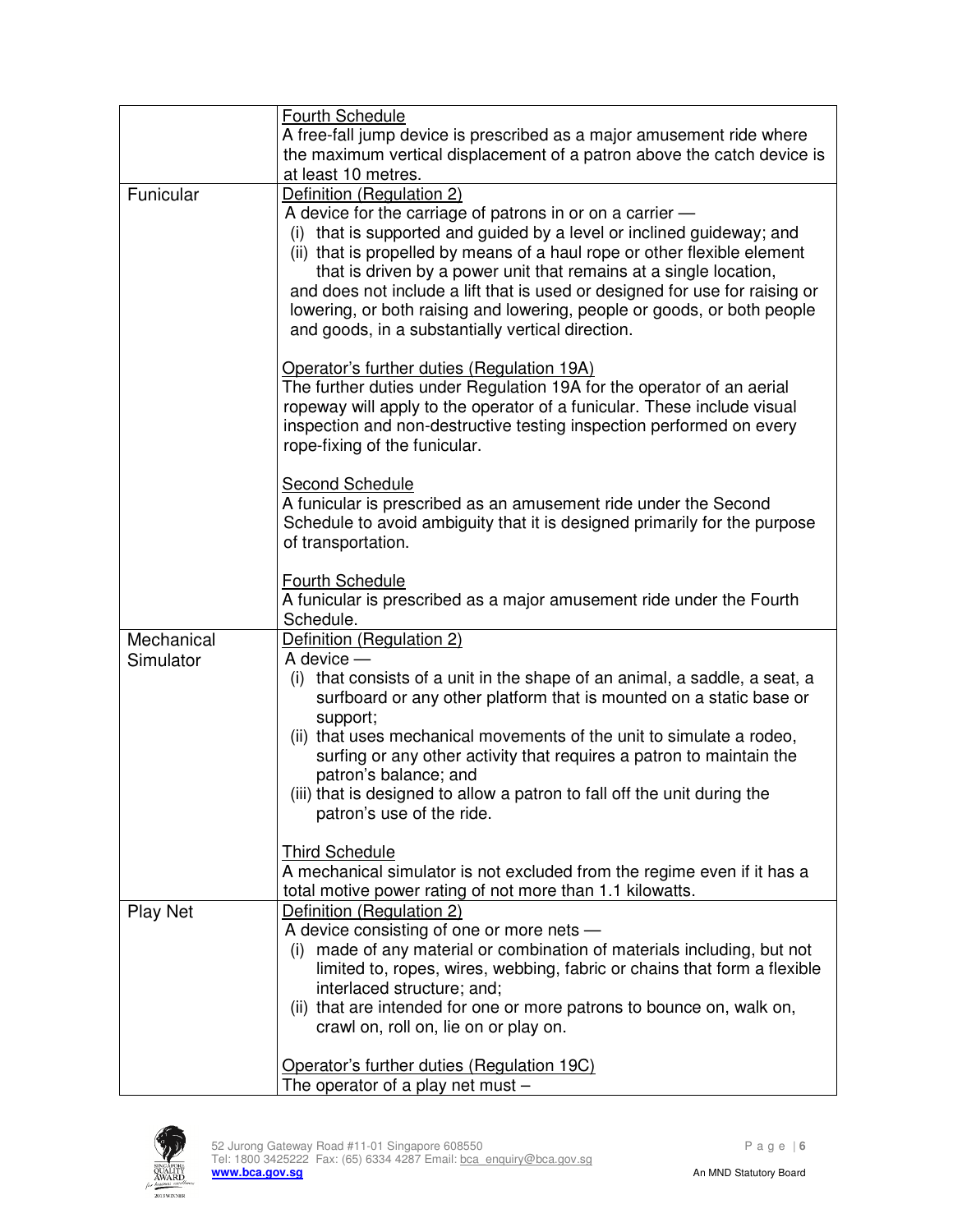| | |
|---|---|
| | Fourth Schedule<br>A free-fall jump device is prescribed as a major amusement ride where the maximum vertical displacement of a patron above the catch device is at least 10 metres. |
| Funicular | Definition (Regulation 2)<br>A device for the carriage of patrons in or on a carrier —<br>(i) that is supported and guided by a level or inclined guideway; and<br>(ii) that is propelled by means of a haul rope or other flexible element that is driven by a power unit that remains at a single location,<br>and does not include a lift that is used or designed for use for raising or lowering, or both raising and lowering, people or goods, or both people and goods, in a substantially vertical direction.<br><br>Operator's further duties (Regulation 19A)<br>The further duties under Regulation 19A for the operator of an aerial ropeway will apply to the operator of a funicular. These include visual inspection and non-destructive testing inspection performed on every rope-fixing of the funicular.<br><br>Second Schedule<br>A funicular is prescribed as an amusement ride under the Second Schedule to avoid ambiguity that it is designed primarily for the purpose of transportation.<br><br>Fourth Schedule<br>A funicular is prescribed as a major amusement ride under the Fourth Schedule. |
| Mechanical Simulator | Definition (Regulation 2)<br>A device —<br>(i) that consists of a unit in the shape of an animal, a saddle, a seat, a surfboard or any other platform that is mounted on a static base or support;<br>(ii) that uses mechanical movements of the unit to simulate a rodeo, surfing or any other activity that requires a patron to maintain the patron's balance; and<br>(iii) that is designed to allow a patron to fall off the unit during the patron's use of the ride.<br><br>Third Schedule<br>A mechanical simulator is not excluded from the regime even if it has a total motive power rating of not more than 1.1 kilowatts. |
| Play Net | Definition (Regulation 2)<br>A device consisting of one or more nets —<br>(i) made of any material or combination of materials including, but not limited to, ropes, wires, webbing, fabric or chains that form a flexible interlaced structure; and;<br>(ii) that are intended for one or more patrons to bounce on, walk on, crawl on, roll on, lie on or play on.<br><br>Operator's further duties (Regulation 19C)<br>The operator of a play net must – |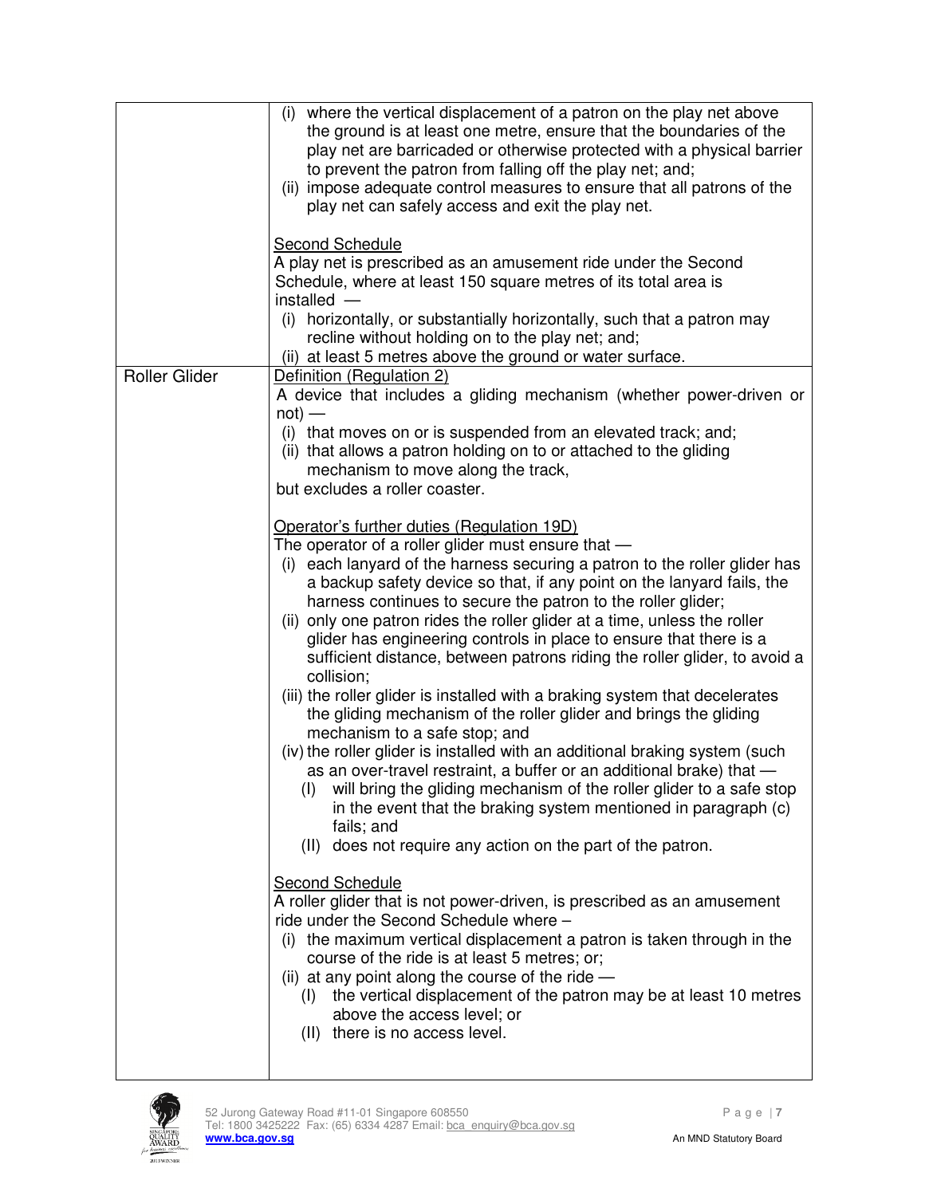| | |
|---|---|
| | (i) where the vertical displacement of a patron on the play net above the ground is at least one metre, ensure that the boundaries of the play net are barricaded or otherwise protected with a physical barrier to prevent the patron from falling off the play net; and<br>(ii) impose adequate control measures to ensure that all patrons of the play net can safely access and exit the play net.<br><br><u>Second Schedule</u><br>A play net is prescribed as an amusement ride under the Second Schedule, where at least 150 square metres of its total area is installed —<br>(i) horizontally, or substantially horizontally, such that a patron may recline without holding on to the play net; and;<br>(ii) at least 5 metres above the ground or water surface. |
| Roller Glider | <u>Definition (Regulation 2)</u><br>A device that includes a gliding mechanism (whether power-driven or not) —<br>(i) that moves on or is suspended from an elevated track; and;<br>(ii) that allows a patron holding on to or attached to the gliding mechanism to move along the track,<br>but excludes a roller coaster.<br><br><u>Operator's further duties (Regulation 19D)</u><br>The operator of a roller glider must ensure that —<br>(i) each lanyard of the harness securing a patron to the roller glider has a backup safety device so that, if any point on the lanyard fails, the harness continues to secure the patron to the roller glider;<br>(ii) only one patron rides the roller glider at a time, unless the roller glider has engineering controls in place to ensure that there is a sufficient distance, between patrons riding the roller glider, to avoid a collision;<br>(iii) the roller glider is installed with a braking system that decelerates the gliding mechanism of the roller glider and brings the gliding mechanism to a safe stop; and<br>(iv) the roller glider is installed with an additional braking system (such as an over-travel restraint, a buffer or an additional brake) that —<br>(I) will bring the gliding mechanism of the roller glider to a safe stop in the event that the braking system mentioned in paragraph (c) fails; and<br>(II) does not require any action on the part of the patron.<br><br><u>Second Schedule</u><br>A roller glider that is not power-driven, is prescribed as an amusement ride under the Second Schedule where –<br>(i) the maximum vertical displacement a patron is taken through in the course of the ride is at least 5 metres; or;<br>(ii) at any point along the course of the ride —<br>(I) the vertical displacement of the patron may be at least 10 metres above the access level; or<br>(II) there is no access level. |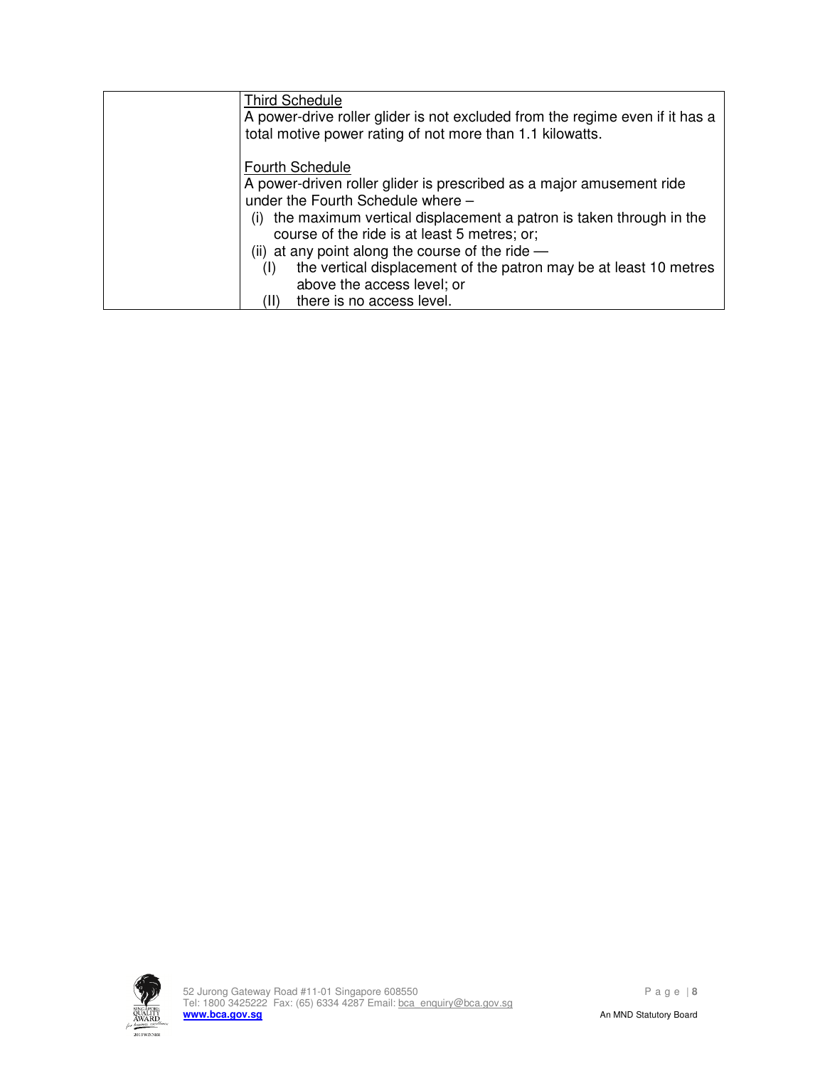| | |
|---|---|
| | <u>Third Schedule</u><br>A power-drive roller glider is not excluded from the regime even if it has a total motive power rating of not more than 1.1 kilowatts.<br><br><u>Fourth Schedule</u><br>A power-driven roller glider is prescribed as a major amusement ride under the Fourth Schedule where –<br>(i) the maximum vertical displacement a patron is taken through in the course of the ride is at least 5 metres; or;<br>(ii) at any point along the course of the ride —<br>(I) the vertical displacement of the patron may be at least 10 metres above the access level; or<br>(II) there is no access level. |